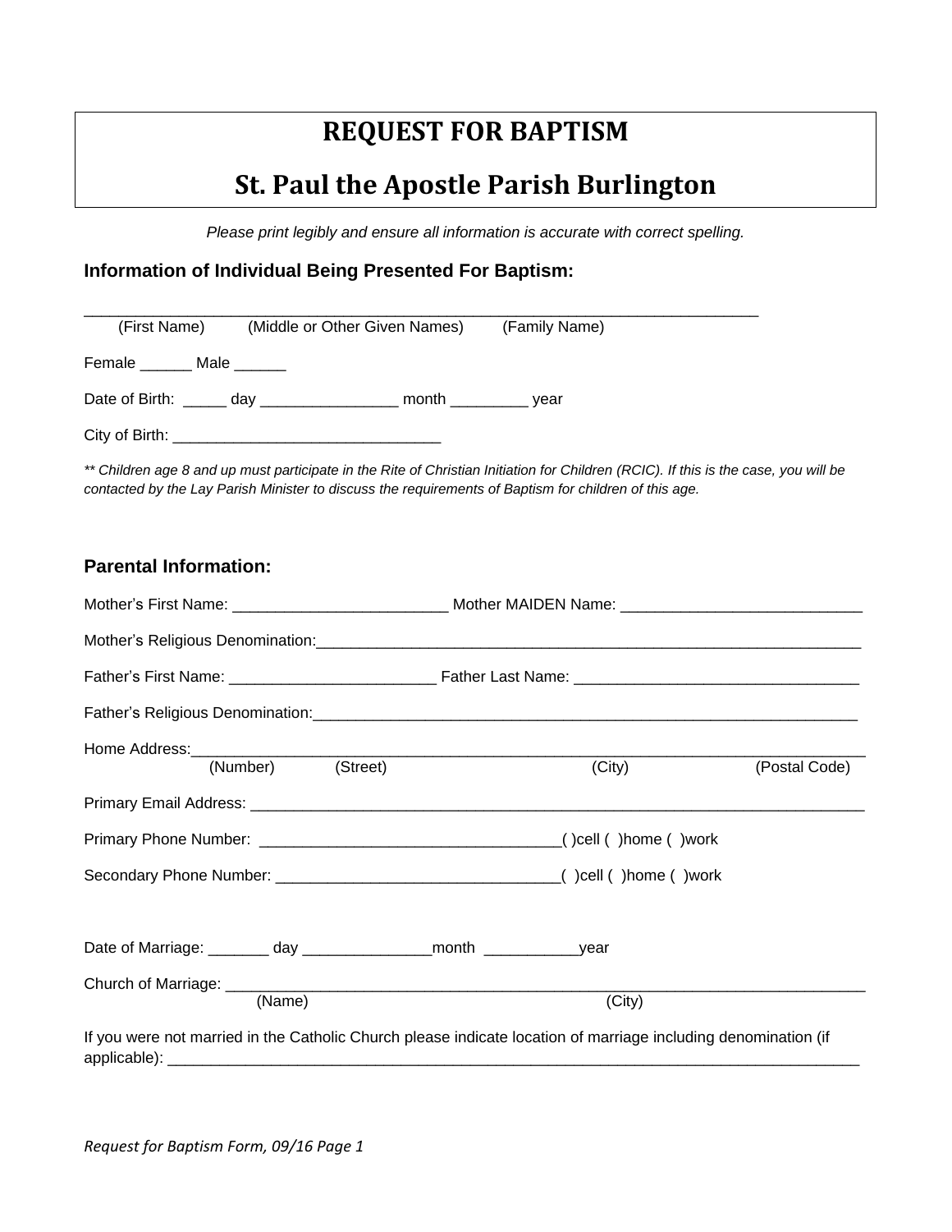# REQUEST FOR BAPTISM

# St. Paul the Apostle Parish Burlington

*Please print legibly and ensure all information is accurate with correct spelling.*

### Information of Individual Being Presented For Baptism:

___________________________________________________________________________
(First Name) (Middle or Other Given Names) (Family Name)

Female ______ Male ______

Date of Birth: _____ day ________________ month _________ year

City of Birth: _______________________________

*** Children age 8 and up must participate in the Rite of Christian Initiation for Children (RCIC). If this is the case, you will be contacted by the Lay Parish Minister to discuss the requirements of Baptism for children of this age.*

### Parental Information:

Mother's First Name: _________________________ Mother MAIDEN Name: ____________________________

Mother's Religious Denomination:_________________________________________________________________

Father's First Name: ________________________ Father Last Name: _________________________________

Father's Religious Denomination:_________________________________________________________________

Home Address:_______________________________________________________________________________
(Number) (Street) (City) (Postal Code)

Primary Email Address: ______________________________________________________________________

Primary Phone Number: __________________________________( )cell ( )home ( )work

Secondary Phone Number: ________________________________( )cell ( )home ( )work

Date of Marriage: _______ day _______________month ___________year

Church of Marriage: _________________________________________________________________________
(Name) (City)

If you were not married in the Catholic Church please indicate location of marriage including denomination (if applicable): _______________________________________________________________________________

*Request for Baptism Form, 09/16 Page 1*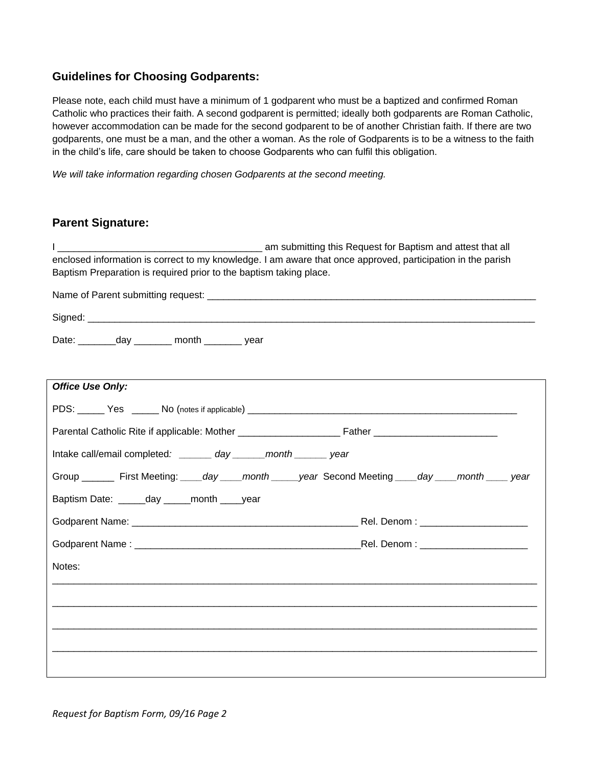## Guidelines for Choosing Godparents:

Please note, each child must have a minimum of 1 godparent who must be a baptized and confirmed Roman Catholic who practices their faith. A second godparent is permitted; ideally both godparents are Roman Catholic, however accommodation can be made for the second godparent to be of another Christian faith. If there are two godparents, one must be a man, and the other a woman. As the role of Godparents is to be a witness to the faith in the child's life, care should be taken to choose Godparents who can fulfil this obligation.

*We will take information regarding chosen Godparents at the second meeting.*

## Parent Signature:

I _______________________________________ am submitting this Request for Baptism and attest that all enclosed information is correct to my knowledge. I am aware that once approved, participation in the parish Baptism Preparation is required prior to the baptism taking place.

Name of Parent submitting request: _______________________________________________________________

Signed: _____________________________________________________________________________________

Date: _______day _______ month _______ year

***Office Use Only:***

PDS: _____ Yes _____ No (notes if applicable) ___________________________________________________

Parental Catholic Rite if applicable: Mother ___________________ Father ______________________

Intake call/email completed*: ______ day ______month ______ year*

Group ______ First Meeting: *____day ____month _____year* Second Meeting *____day ____month ____ year*

Baptism Date: _____day _____month ____year

Godparent Name: __________________________________________ Rel. Denom : ___________________

Godparent Name : _________________________________________Rel. Denom : ___________________

Notes:

_____________________________________________________________________________________________

_____________________________________________________________________________________________

_____________________________________________________________________________________________

_____________________________________________________________________________________________

*Request for Baptism Form, 09/16 Page 2*